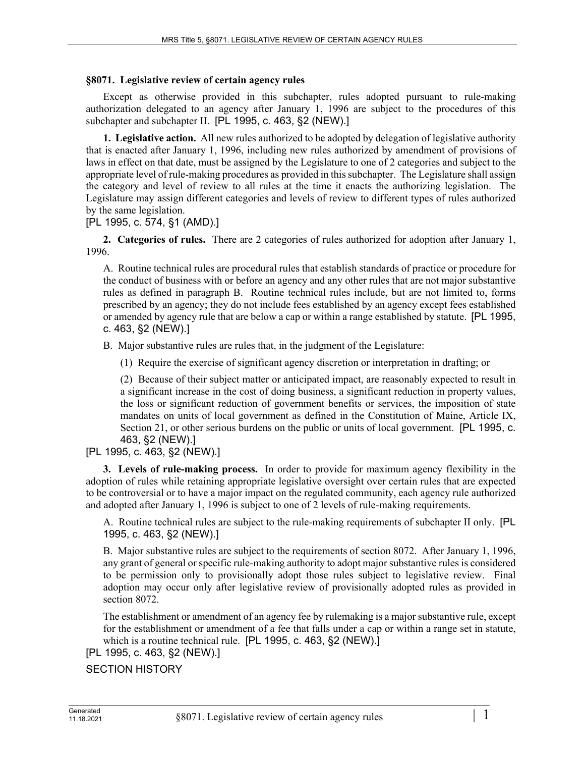## §8071. Legislative review of certain agency rules

Except as otherwise provided in this subchapter, rules adopted pursuant to rule-making authorization delegated to an agency after January 1, 1996 are subject to the procedures of this subchapter and subchapter II. [PL 1995, c. 463, §2 (NEW).]

**1. Legislative action.** All new rules authorized to be adopted by delegation of legislative authority that is enacted after January 1, 1996, including new rules authorized by amendment of provisions of laws in effect on that date, must be assigned by the Legislature to one of 2 categories and subject to the appropriate level of rule-making procedures as provided in this subchapter. The Legislature shall assign the category and level of review to all rules at the time it enacts the authorizing legislation. The Legislature may assign different categories and levels of review to different types of rules authorized by the same legislation.

[PL 1995, c. 574, §1 (AMD).]

**2. Categories of rules.** There are 2 categories of rules authorized for adoption after January 1, 1996.

A. Routine technical rules are procedural rules that establish standards of practice or procedure for the conduct of business with or before an agency and any other rules that are not major substantive rules as defined in paragraph B. Routine technical rules include, but are not limited to, forms prescribed by an agency; they do not include fees established by an agency except fees established or amended by agency rule that are below a cap or within a range established by statute. [PL 1995, c. 463, §2 (NEW).]

B. Major substantive rules are rules that, in the judgment of the Legislature:

(1) Require the exercise of significant agency discretion or interpretation in drafting; or

(2) Because of their subject matter or anticipated impact, are reasonably expected to result in a significant increase in the cost of doing business, a significant reduction in property values, the loss or significant reduction of government benefits or services, the imposition of state mandates on units of local government as defined in the Constitution of Maine, Article IX, Section 21, or other serious burdens on the public or units of local government. [PL 1995, c. 463, §2 (NEW).]

[PL 1995, c. 463, §2 (NEW).]

**3. Levels of rule-making process.** In order to provide for maximum agency flexibility in the adoption of rules while retaining appropriate legislative oversight over certain rules that are expected to be controversial or to have a major impact on the regulated community, each agency rule authorized and adopted after January 1, 1996 is subject to one of 2 levels of rule-making requirements.

A. Routine technical rules are subject to the rule-making requirements of subchapter II only. [PL 1995, c. 463, §2 (NEW).]

B. Major substantive rules are subject to the requirements of section 8072. After January 1, 1996, any grant of general or specific rule-making authority to adopt major substantive rules is considered to be permission only to provisionally adopt those rules subject to legislative review. Final adoption may occur only after legislative review of provisionally adopted rules as provided in section 8072.

The establishment or amendment of an agency fee by rulemaking is a major substantive rule, except for the establishment or amendment of a fee that falls under a cap or within a range set in statute, which is a routine technical rule. [PL 1995, c. 463, §2 (NEW).]

[PL 1995, c. 463, §2 (NEW).]

SECTION HISTORY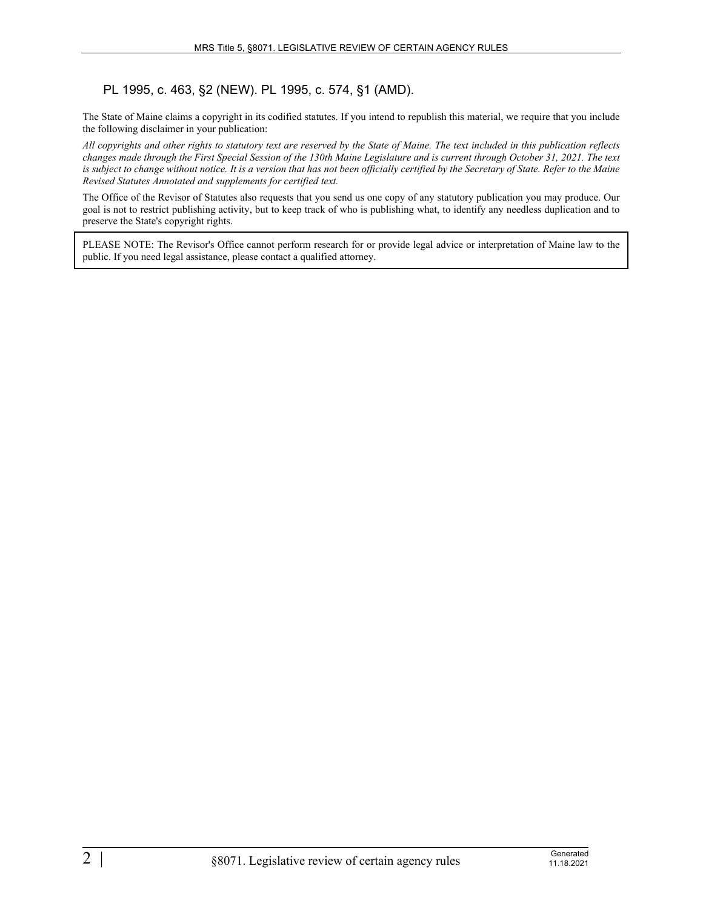PL 1995, c. 463, §2 (NEW). PL 1995, c. 574, §1 (AMD).

The State of Maine claims a copyright in its codified statutes. If you intend to republish this material, we require that you include the following disclaimer in your publication:

*All copyrights and other rights to statutory text are reserved by the State of Maine. The text included in this publication reflects changes made through the First Special Session of the 130th Maine Legislature and is current through October 31, 2021. The text is subject to change without notice. It is a version that has not been officially certified by the Secretary of State. Refer to the Maine Revised Statutes Annotated and supplements for certified text.*

The Office of the Revisor of Statutes also requests that you send us one copy of any statutory publication you may produce. Our goal is not to restrict publishing activity, but to keep track of who is publishing what, to identify any needless duplication and to preserve the State's copyright rights.

PLEASE NOTE: The Revisor's Office cannot perform research for or provide legal advice or interpretation of Maine law to the public. If you need legal assistance, please contact a qualified attorney.